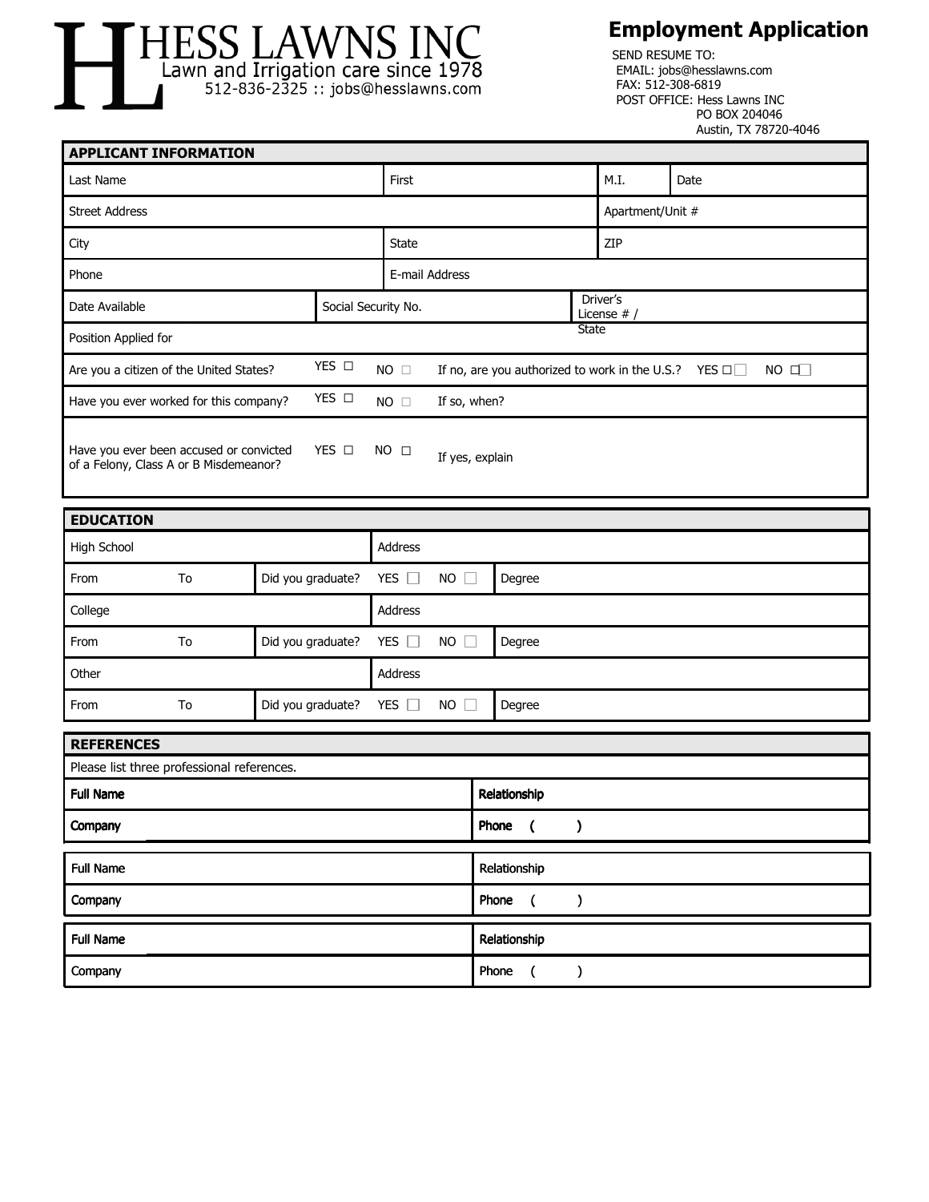# HESS LAWNS INC

Lawn and Irrigation care since 1978

512-836-2325 :: jobs@hesslawns.com

## Employment Application

SEND RESUME TO:
EMAIL: jobs@hesslawns.com
FAX: 512-308-6819
POST OFFICE: Hess Lawns INC
PO BOX 204046
Austin, TX 78720-4046

| APPLICANT INFORMATION | | | |
|---|---|---|---|
| Last Name | First | M.I. | Date |
| Street Address | | Apartment/Unit # | |
| City | State | ZIP | |
| Phone | E-mail Address | | |
| Date Available | Social Security No. | Driver's License # / State | |
| Position Applied for | | | |
| Are you a citizen of the United States? YES ☐ NO ☐ | If no, are you authorized to work in the U.S.? YES ☐ NO ☐ | | |
| Have you ever worked for this company? YES ☐ NO ☐ | If so, when? | | |
| Have you ever been accused or convicted of a Felony, Class A or B Misdemeanor? YES ☐ NO ☐ | If yes, explain | | |

| EDUCATION | | | | |
|---|---|---|---|---|
| High School | | | Address | |
| From | To | Did you graduate? YES ☐ NO ☐ | Degree | |
| College | | | Address | |
| From | To | Did you graduate? YES ☐ NO ☐ | Degree | |
| Other | | | Address | |
| From | To | Did you graduate? YES ☐ NO ☐ | Degree | |

| REFERENCES | |
|---|---|
| Please list three professional references. | |
| **Full Name** | **Relationship** |
| **Company** | **Phone ( )** |
| **Full Name** | Relationship |
| **Company** | **Phone ( )** |
| **Full Name** | **Relationship** |
| **Company** | **Phone ( )** |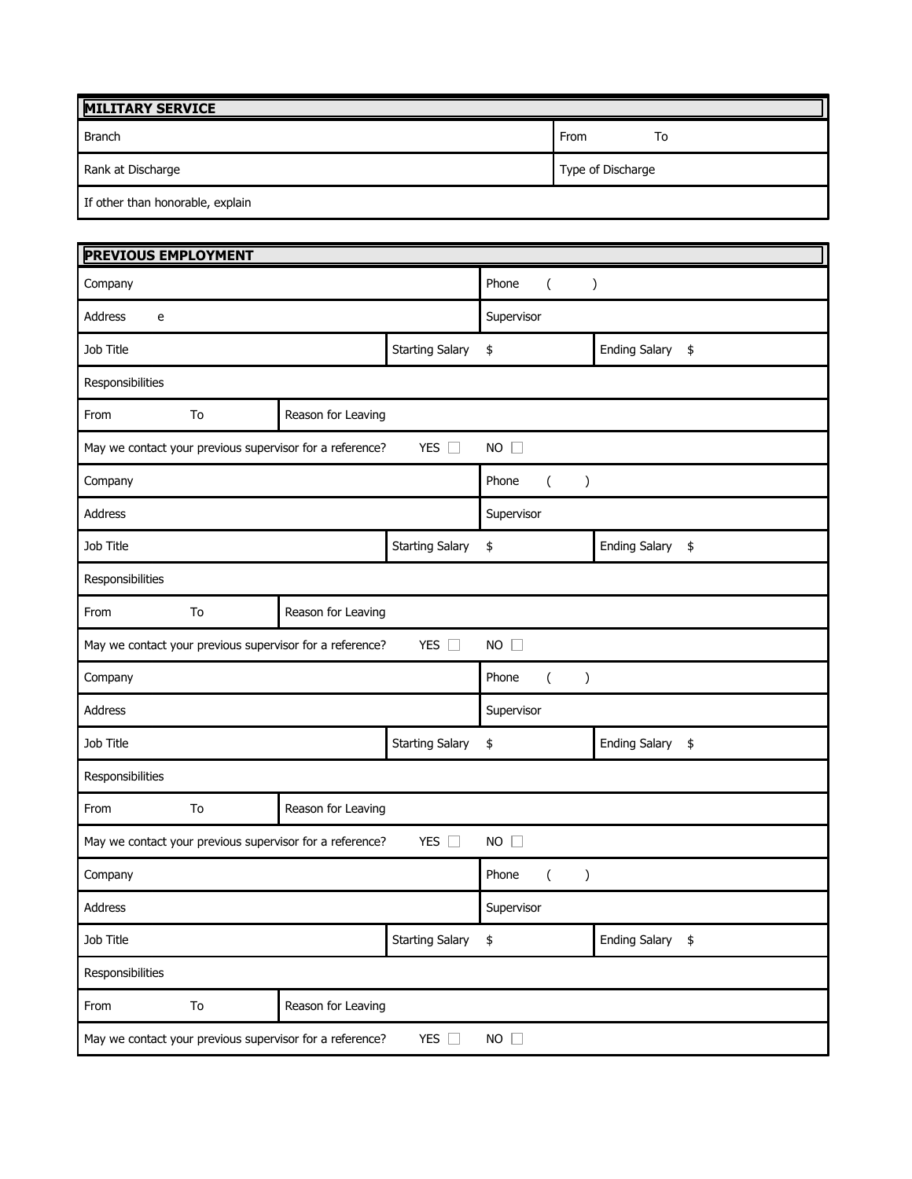## MILITARY SERVICE

| | |
|---|---|
| Branch | From        To |
| Rank at Discharge | Type of Discharge |
| If other than honorable, explain | |

## PREVIOUS EMPLOYMENT

| | | |
|---|---|---|
| Company | | Phone ( ) |
| Address e | | Supervisor |
| Job Title | Starting Salary $ | Ending Salary $ |
| Responsibilities | | |
| From        To | Reason for Leaving | |
| May we contact your previous supervisor for a reference? YES ☐ NO ☐ | | |
| Company | | Phone ( ) |
| Address | | Supervisor |
| Job Title | Starting Salary $ | Ending Salary $ |
| Responsibilities | | |
| From        To | Reason for Leaving | |
| May we contact your previous supervisor for a reference? YES ☐ NO ☐ | | |
| Company | | Phone ( ) |
| Address | | Supervisor |
| Job Title | Starting Salary $ | Ending Salary $ |
| Responsibilities | | |
| From        To | Reason for Leaving | |
| May we contact your previous supervisor for a reference? YES ☐ NO ☐ | | |
| Company | | Phone ( ) |
| Address | | Supervisor |
| Job Title | Starting Salary $ | Ending Salary $ |
| Responsibilities | | |
| From        To | Reason for Leaving | |
| May we contact your previous supervisor for a reference? YES ☐ NO ☐ | | |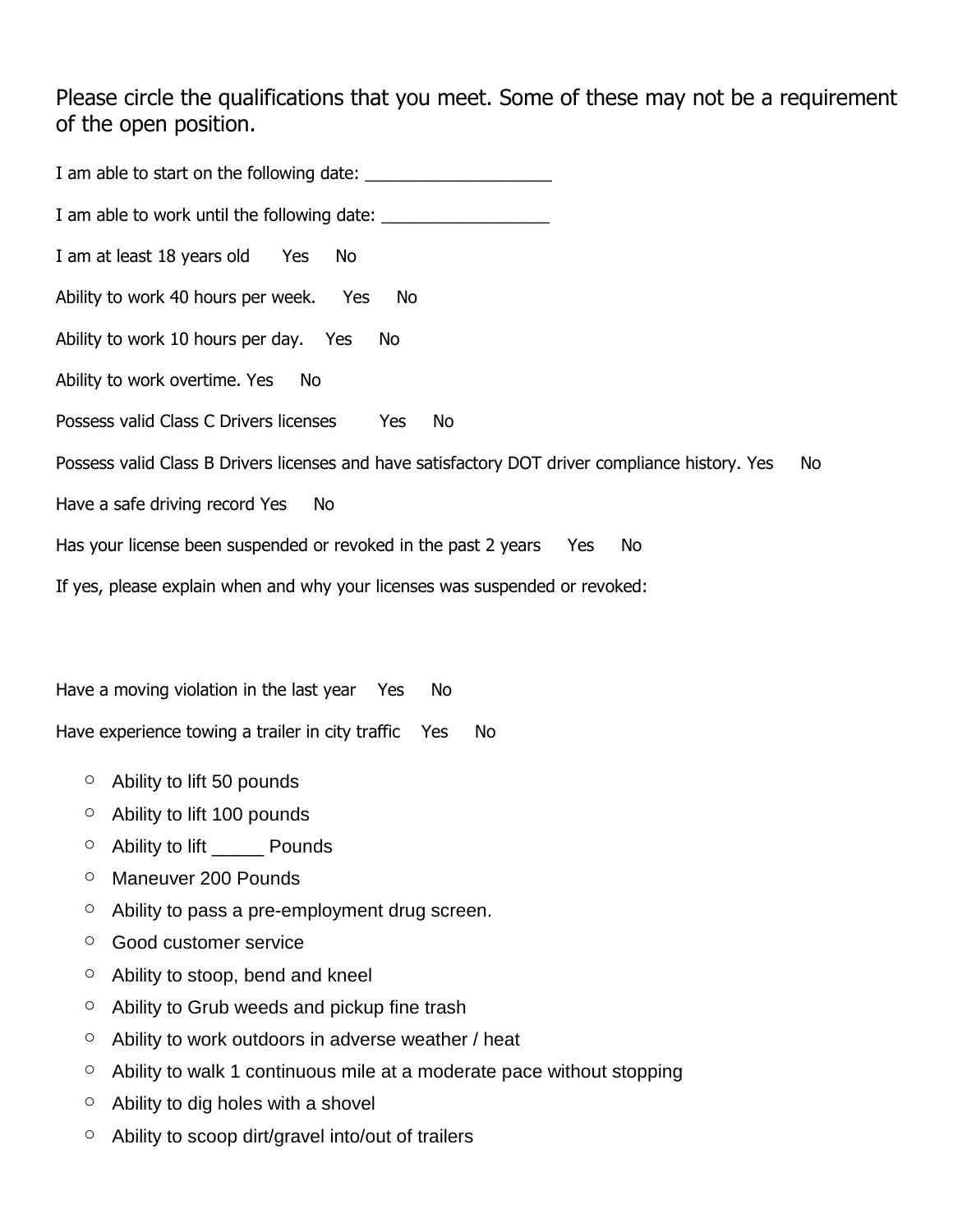Please circle the qualifications that you meet. Some of these may not be a requirement of the open position.

I am able to start on the following date: ___________________

I am able to work until the following date: _________________

I am at least 18 years old Yes No

Ability to work 40 hours per week. Yes No

Ability to work 10 hours per day. Yes No

Ability to work overtime. Yes No

Possess valid Class C Drivers licenses Yes No

Possess valid Class B Drivers licenses and have satisfactory DOT driver compliance history. Yes No

Have a safe driving record Yes No

Has your license been suspended or revoked in the past 2 years Yes No

If yes, please explain when and why your licenses was suspended or revoked:

Have a moving violation in the last year Yes No

Have experience towing a trailer in city traffic Yes No

- Ability to lift 50 pounds
- Ability to lift 100 pounds
- Ability to lift _____ Pounds
- Maneuver 200 Pounds
- Ability to pass a pre-employment drug screen.
- Good customer service
- Ability to stoop, bend and kneel
- Ability to Grub weeds and pickup fine trash
- Ability to work outdoors in adverse weather / heat
- Ability to walk 1 continuous mile at a moderate pace without stopping
- Ability to dig holes with a shovel
- Ability to scoop dirt/gravel into/out of trailers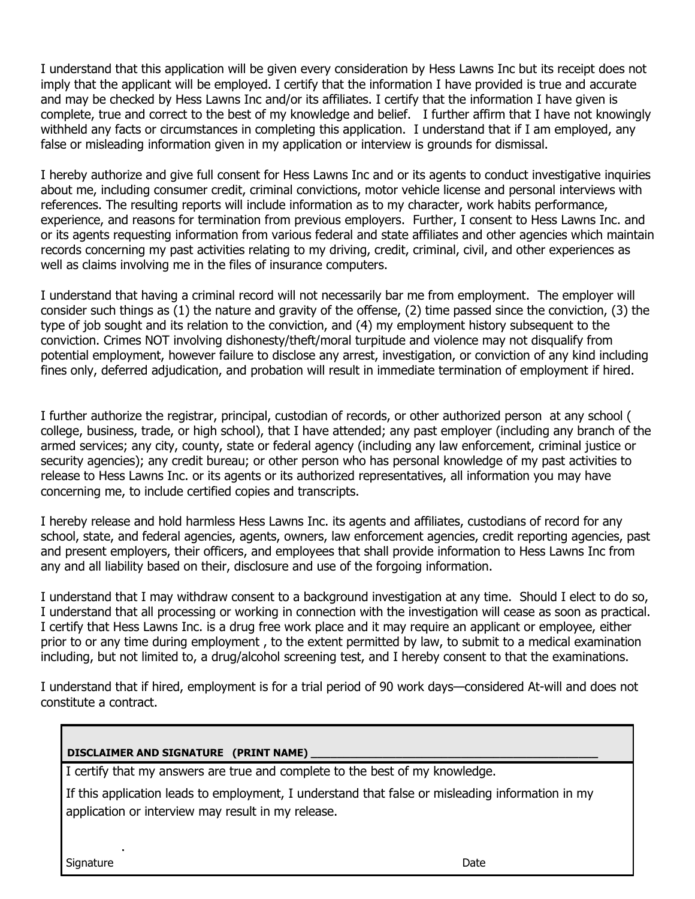I understand that this application will be given every consideration by Hess Lawns Inc but its receipt does not imply that the applicant will be employed. I certify that the information I have provided is true and accurate and may be checked by Hess Lawns Inc and/or its affiliates. I certify that the information I have given is complete, true and correct to the best of my knowledge and belief. I further affirm that I have not knowingly withheld any facts or circumstances in completing this application. I understand that if I am employed, any false or misleading information given in my application or interview is grounds for dismissal.

I hereby authorize and give full consent for Hess Lawns Inc and or its agents to conduct investigative inquiries about me, including consumer credit, criminal convictions, motor vehicle license and personal interviews with references. The resulting reports will include information as to my character, work habits performance, experience, and reasons for termination from previous employers. Further, I consent to Hess Lawns Inc. and or its agents requesting information from various federal and state affiliates and other agencies which maintain records concerning my past activities relating to my driving, credit, criminal, civil, and other experiences as well as claims involving me in the files of insurance computers.

I understand that having a criminal record will not necessarily bar me from employment. The employer will consider such things as (1) the nature and gravity of the offense, (2) time passed since the conviction, (3) the type of job sought and its relation to the conviction, and (4) my employment history subsequent to the conviction. Crimes NOT involving dishonesty/theft/moral turpitude and violence may not disqualify from potential employment, however failure to disclose any arrest, investigation, or conviction of any kind including fines only, deferred adjudication, and probation will result in immediate termination of employment if hired.

I further authorize the registrar, principal, custodian of records, or other authorized person at any school ( college, business, trade, or high school), that I have attended; any past employer (including any branch of the armed services; any city, county, state or federal agency (including any law enforcement, criminal justice or security agencies); any credit bureau; or other person who has personal knowledge of my past activities to release to Hess Lawns Inc. or its agents or its authorized representatives, all information you may have concerning me, to include certified copies and transcripts.

I hereby release and hold harmless Hess Lawns Inc. its agents and affiliates, custodians of record for any school, state, and federal agencies, agents, owners, law enforcement agencies, credit reporting agencies, past and present employers, their officers, and employees that shall provide information to Hess Lawns Inc from any and all liability based on their, disclosure and use of the forgoing information.

I understand that I may withdraw consent to a background investigation at any time. Should I elect to do so, I understand that all processing or working in connection with the investigation will cease as soon as practical. I certify that Hess Lawns Inc. is a drug free work place and it may require an applicant or employee, either prior to or any time during employment , to the extent permitted by law, to submit to a medical examination including, but not limited to, a drug/alcohol screening test, and I hereby consent to that the examinations.

I understand that if hired, employment is for a trial period of 90 work days—considered At-will and does not constitute a contract.

**DISCLAIMER AND SIGNATURE (PRINT NAME) \_\_\_\_\_\_\_\_\_\_\_\_\_\_\_\_\_\_\_\_\_\_\_\_\_\_\_\_\_\_\_\_\_\_\_\_\_\_\_\_\_\_\_\_\_\_**

I certify that my answers are true and complete to the best of my knowledge.

If this application leads to employment, I understand that false or misleading information in my application or interview may result in my release.

Signature Date